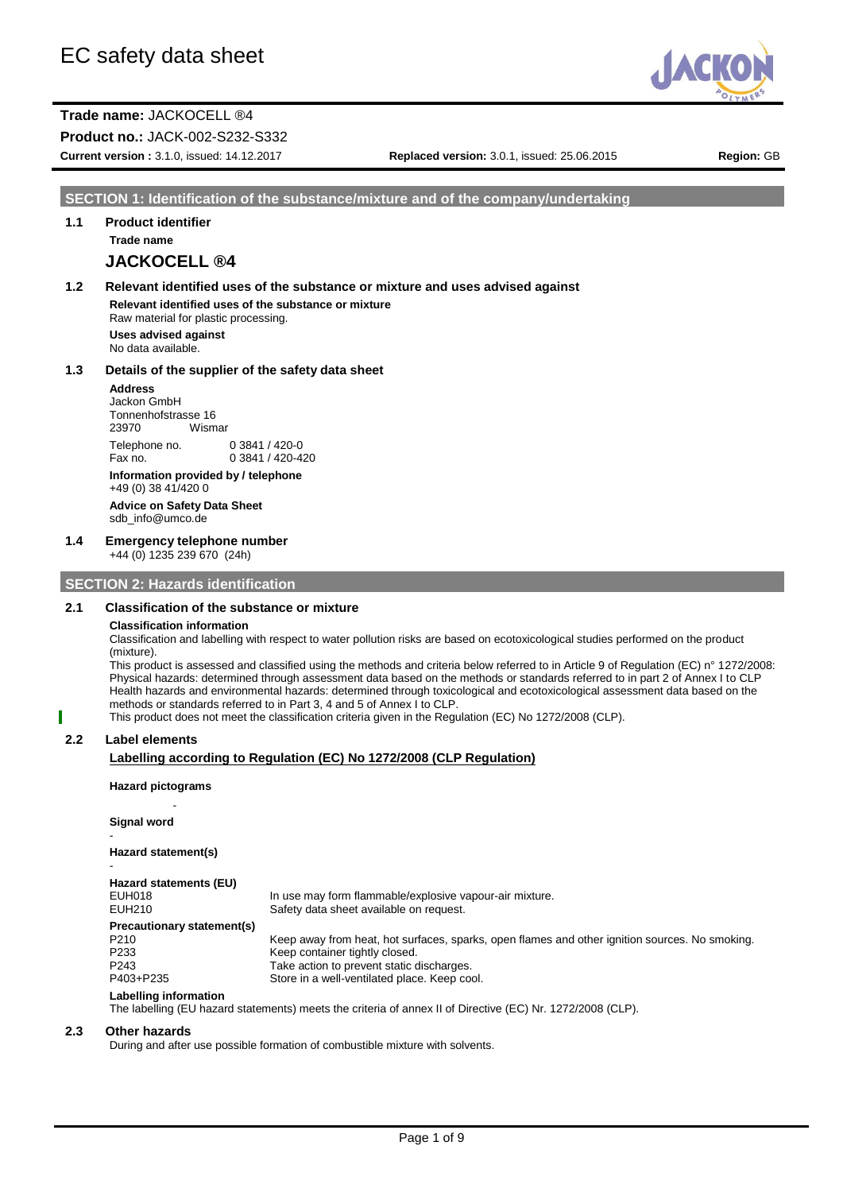# EC safety data sheet

**Trade name:** JACKOCELL ®4

**Product no.:** JACK-002-S232-S332

**Current version :** 3.1.0, issued: 14.12.2017 **Replaced version:** 3.0.1, issued: 25.06.2015 **Region:** GB

## SECTION 1: Identification of the substance/mixture and of the company/undertaking

### 1.1 Product identifier

**Trade name**

**JACKOCELL ®4**

### 1.2 Relevant identified uses of the substance or mixture and uses advised against

**Relevant identified uses of the substance or mixture**

Raw material for plastic processing.

**Uses advised against**

No data available.

### 1.3 Details of the supplier of the safety data sheet

**Address**

Jackon GmbH
Tonnenhofstrasse 16
23970 Wismar

| | |
|---|---|
| Telephone no. | 0 3841 / 420-0 |
| Fax no. | 0 3841 / 420-420 |

**Information provided by / telephone**

+49 (0) 38 41/420 0

**Advice on Safety Data Sheet**

sdb_info@umco.de

### 1.4 Emergency telephone number

+44 (0) 1235 239 670 (24h)

## SECTION 2: Hazards identification

### 2.1 Classification of the substance or mixture

**Classification information**

Classification and labelling with respect to water pollution risks are based on ecotoxicological studies performed on the product (mixture).

This product is assessed and classified using the methods and criteria below referred to in Article 9 of Regulation (EC) n° 1272/2008: Physical hazards: determined through assessment data based on the methods or standards referred to in part 2 of Annex I to CLP Health hazards and environmental hazards: determined through toxicological and ecotoxicological assessment data based on the methods or standards referred to in Part 3, 4 and 5 of Annex I to CLP.

This product does not meet the classification criteria given in the Regulation (EC) No 1272/2008 (CLP).

### 2.2 Label elements

**Labelling according to Regulation (EC) No 1272/2008 (CLP Regulation)**

**Hazard pictograms**

-

**Signal word**

-

**Hazard statement(s)**

-

**Hazard statements (EU)**

| | |
|---|---|
| EUH018 | In use may form flammable/explosive vapour-air mixture. |
| EUH210 | Safety data sheet available on request. |

**Precautionary statement(s)**

| | |
|---|---|
| P210 | Keep away from heat, hot surfaces, sparks, open flames and other ignition sources. No smoking. |
| P233 | Keep container tightly closed. |
| P243 | Take action to prevent static discharges. |
| P403+P235 | Store in a well-ventilated place. Keep cool. |

**Labelling information**

The labelling (EU hazard statements) meets the criteria of annex II of Directive (EC) Nr. 1272/2008 (CLP).

### 2.3 Other hazards

During and after use possible formation of combustible mixture with solvents.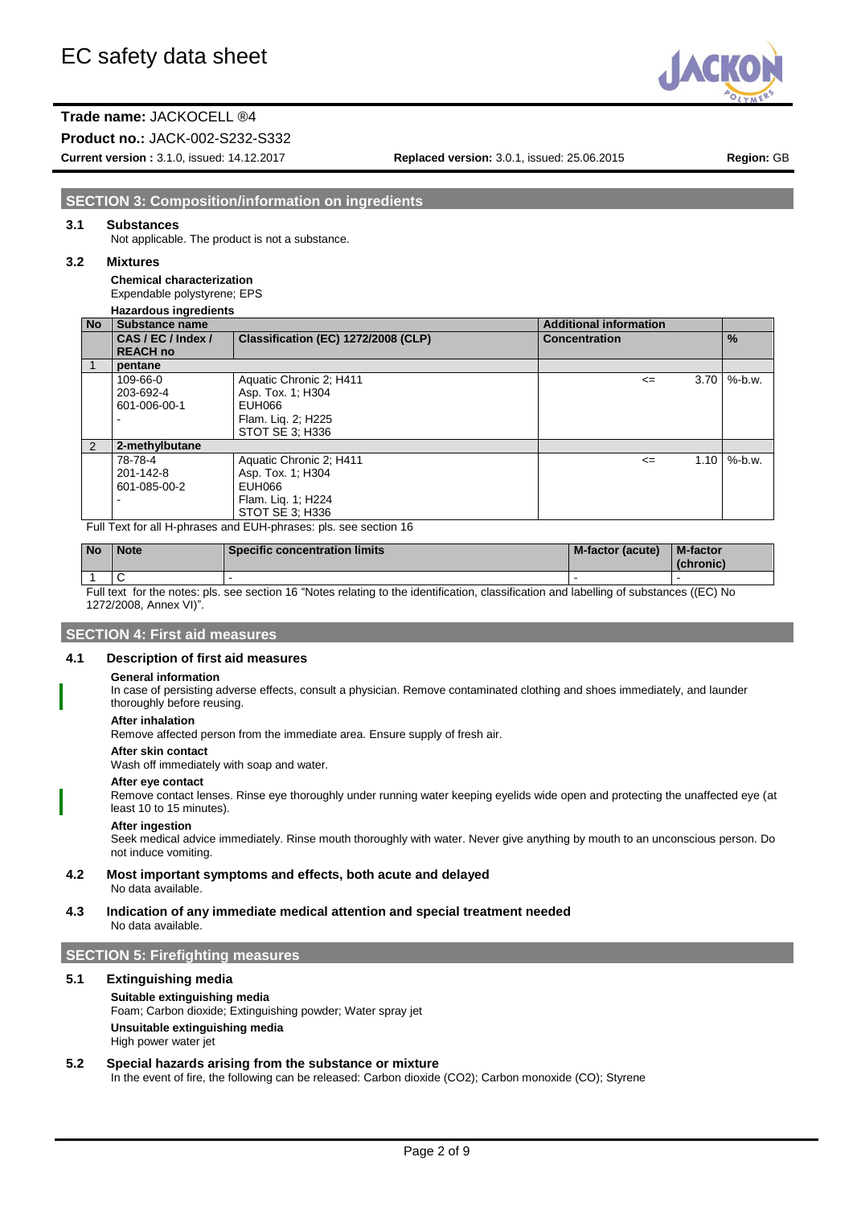## SECTION 3: Composition/information on ingredients

### 3.1 Substances

Not applicable. The product is not a substance.

### 3.2 Mixtures

**Chemical characterization**

Expendable polystyrene; EPS

**Hazardous ingredients**

| No | Substance name | | Additional information | | |
|---|---|---|---|---|---|
| | CAS / EC / Index / REACH no | Classification (EC) 1272/2008 (CLP) | Concentration | | % |
| 1 | **pentane** | | | | |
| | 109-66-0<br>203-692-4<br>601-006-00-1<br>- | Aquatic Chronic 2; H411<br>Asp. Tox. 1; H304<br>EUH066<br>Flam. Liq. 2; H225<br>STOT SE 3; H336 | <= | 3.70 | %-b.w. |
| 2 | **2-methylbutane** | | | | |
| | 78-78-4<br>201-142-8<br>601-085-00-2<br>- | Aquatic Chronic 2; H411<br>Asp. Tox. 1; H304<br>EUH066<br>Flam. Liq. 1; H224<br>STOT SE 3; H336 | <= | 1.10 | %-b.w. |

Full Text for all H-phrases and EUH-phrases: pls. see section 16

| No | Note | Specific concentration limits | M-factor (acute) | M-factor (chronic) |
|---|---|---|---|---|
| 1 | C | - | - | - |

Full text for the notes: pls. see section 16 "Notes relating to the identification, classification and labelling of substances ((EC) No 1272/2008, Annex VI)".

## SECTION 4: First aid measures

### 4.1 Description of first aid measures

**General information**

In case of persisting adverse effects, consult a physician. Remove contaminated clothing and shoes immediately, and launder thoroughly before reusing.

**After inhalation**

Remove affected person from the immediate area. Ensure supply of fresh air.

**After skin contact**

Wash off immediately with soap and water.

**After eye contact**

Remove contact lenses. Rinse eye thoroughly under running water keeping eyelids wide open and protecting the unaffected eye (at least 10 to 15 minutes).

**After ingestion**

Seek medical advice immediately. Rinse mouth thoroughly with water. Never give anything by mouth to an unconscious person. Do not induce vomiting.

### 4.2 Most important symptoms and effects, both acute and delayed

No data available.

### 4.3 Indication of any immediate medical attention and special treatment needed

No data available.

## SECTION 5: Firefighting measures

### 5.1 Extinguishing media

**Suitable extinguishing media**

Foam; Carbon dioxide; Extinguishing powder; Water spray jet

**Unsuitable extinguishing media**

High power water jet

### 5.2 Special hazards arising from the substance or mixture

In the event of fire, the following can be released: Carbon dioxide ($CO_2$); Carbon monoxide (CO); Styrene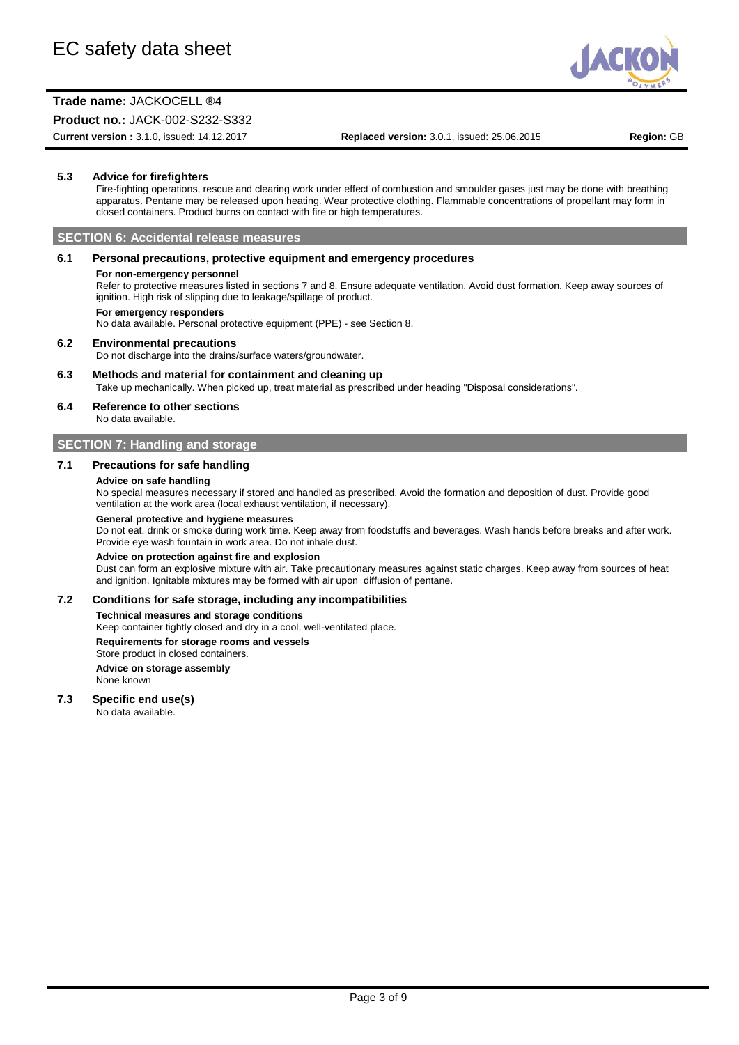### 5.3 Advice for firefighters

Fire-fighting operations, rescue and clearing work under effect of combustion and smoulder gases just may be done with breathing apparatus. Pentane may be released upon heating. Wear protective clothing. Flammable concentrations of propellant may form in closed containers. Product burns on contact with fire or high temperatures.

## SECTION 6: Accidental release measures

### 6.1 Personal precautions, protective equipment and emergency procedures

**For non-emergency personnel**

Refer to protective measures listed in sections 7 and 8. Ensure adequate ventilation. Avoid dust formation. Keep away sources of ignition. High risk of slipping due to leakage/spillage of product.

**For emergency responders**

No data available. Personal protective equipment (PPE) - see Section 8.

### 6.2 Environmental precautions

Do not discharge into the drains/surface waters/groundwater.

### 6.3 Methods and material for containment and cleaning up

Take up mechanically. When picked up, treat material as prescribed under heading "Disposal considerations".

### 6.4 Reference to other sections

No data available.

## SECTION 7: Handling and storage

### 7.1 Precautions for safe handling

**Advice on safe handling**

No special measures necessary if stored and handled as prescribed. Avoid the formation and deposition of dust. Provide good ventilation at the work area (local exhaust ventilation, if necessary).

**General protective and hygiene measures**

Do not eat, drink or smoke during work time. Keep away from foodstuffs and beverages. Wash hands before breaks and after work. Provide eye wash fountain in work area. Do not inhale dust.

**Advice on protection against fire and explosion**

Dust can form an explosive mixture with air. Take precautionary measures against static charges. Keep away from sources of heat and ignition. Ignitable mixtures may be formed with air upon diffusion of pentane.

### 7.2 Conditions for safe storage, including any incompatibilities

**Technical measures and storage conditions**

Keep container tightly closed and dry in a cool, well-ventilated place.

**Requirements for storage rooms and vessels**

Store product in closed containers.

**Advice on storage assembly**

None known

### 7.3 Specific end use(s)

No data available.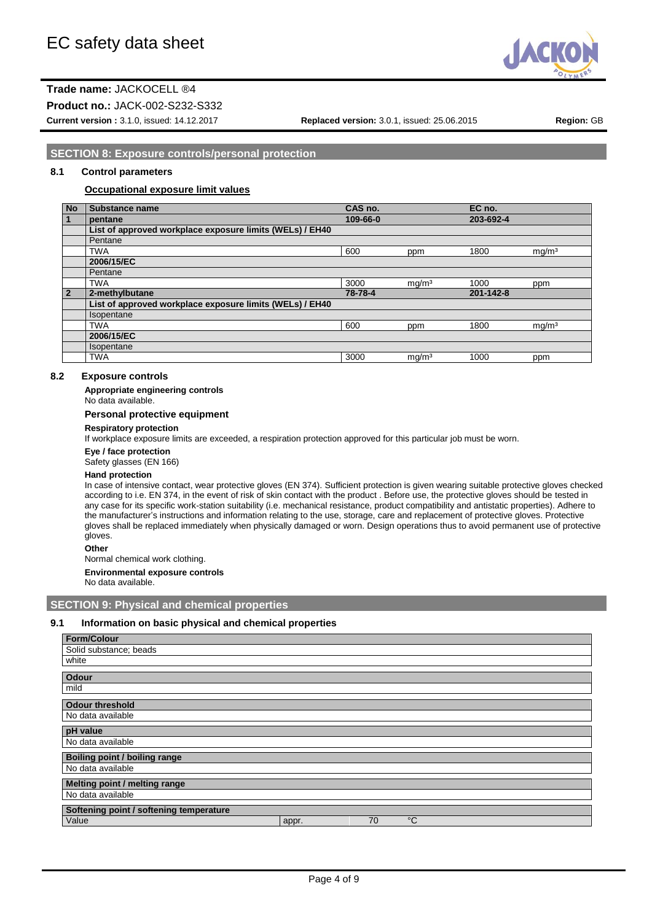## SECTION 8: Exposure controls/personal protection

### 8.1 Control parameters

**Occupational exposure limit values**

| No | Substance name | CAS no. | | EC no. | |
|---|---|---|---|---|---|
| **1** | **pentane** | **109-66-0** | | **203-692-4** | |
| | **List of approved workplace exposure limits (WELs) / EH40** | | | | |
| | Pentane | | | | |
| | TWA | 600 | ppm | 1800 | mg/m³ |
| | **2006/15/EC** | | | | |
| | Pentane | | | | |
| | TWA | 3000 | mg/m³ | 1000 | ppm |
| **2** | **2-methylbutane** | **78-78-4** | | **201-142-8** | |
| | **List of approved workplace exposure limits (WELs) / EH40** | | | | |
| | Isopentane | | | | |
| | TWA | 600 | ppm | 1800 | mg/m³ |
| | **2006/15/EC** | | | | |
| | Isopentane | | | | |
| | TWA | 3000 | mg/m³ | 1000 | ppm |

### 8.2 Exposure controls

**Appropriate engineering controls**

No data available.

**Personal protective equipment**

**Respiratory protection**

If workplace exposure limits are exceeded, a respiration protection approved for this particular job must be worn.

**Eye / face protection**

Safety glasses (EN 166)

**Hand protection**

In case of intensive contact, wear protective gloves (EN 374). Sufficient protection is given wearing suitable protective gloves checked according to i.e. EN 374, in the event of risk of skin contact with the product . Before use, the protective gloves should be tested in any case for its specific work-station suitability (i.e. mechanical resistance, product compatibility and antistatic properties). Adhere to the manufacturer's instructions and information relating to the use, storage, care and replacement of protective gloves. Protective gloves shall be replaced immediately when physically damaged or worn. Design operations thus to avoid permanent use of protective gloves.

**Other**

Normal chemical work clothing.

**Environmental exposure controls**

No data available.

## SECTION 9: Physical and chemical properties

### 9.1 Information on basic physical and chemical properties

| **Form/Colour** |
|---|
| Solid substance; beads |
| white |

| **Odour** |
|---|
| mild |

| **Odour threshold** |
|---|
| No data available |

| **pH value** |
|---|
| No data available |

| **Boiling point / boiling range** |
|---|
| No data available |

| **Melting point / melting range** |
|---|
| No data available |

| **Softening point / softening temperature** | | | |
|---|---|---|---|
| Value | appr. | 70 | °C |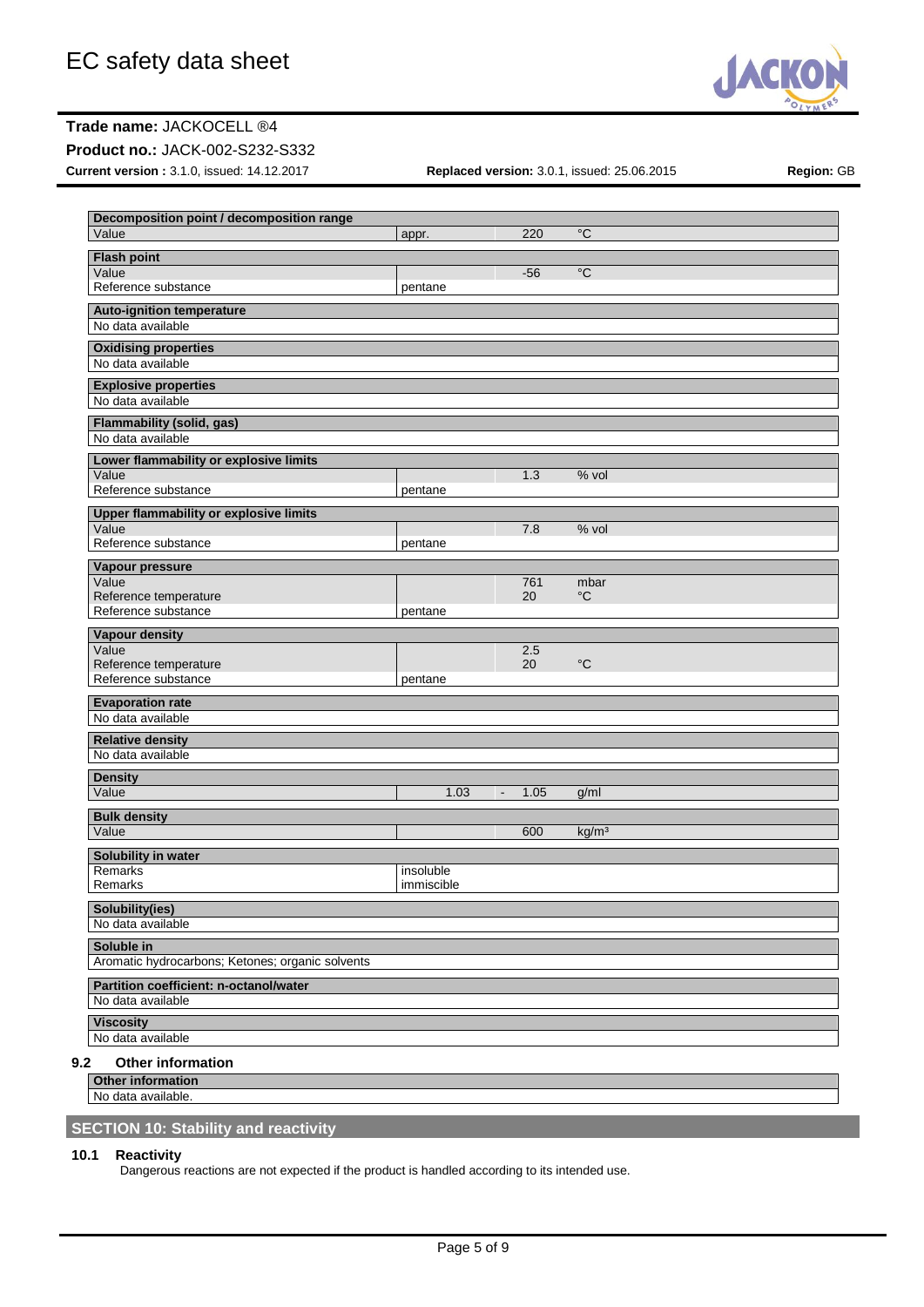| Decomposition point / decomposition range | | | |
|---|---|---|---|
| Value | appr. | 220 | °C |

| Flash point | | | |
|---|---|---|---|
| Value | | -56 | °C |
| Reference substance | pentane | | |

| Auto-ignition temperature |
|---|
| No data available |

| Oxidising properties |
|---|
| No data available |

| Explosive properties |
|---|
| No data available |

| Flammability (solid, gas) |
|---|
| No data available |

| Lower flammability or explosive limits | | | |
|---|---|---|---|
| Value | | 1.3 | % vol |
| Reference substance | pentane | | |

| Upper flammability or explosive limits | | | |
|---|---|---|---|
| Value | | 7.8 | % vol |
| Reference substance | pentane | | |

| Vapour pressure | | | |
|---|---|---|---|
| Value | | 761 | mbar |
| Reference temperature | | 20 | °C |
| Reference substance | pentane | | |

| Vapour density | | | |
|---|---|---|---|
| Value | | 2.5 | |
| Reference temperature | | 20 | °C |
| Reference substance | pentane | | |

| Evaporation rate |
|---|
| No data available |

| Relative density |
|---|
| No data available |

| Density | | | |
|---|---|---|---|
| Value | 1.03 | - 1.05 | g/ml |

| Bulk density | | | |
|---|---|---|---|
| Value | | 600 | kg/m³ |

| Solubility in water | |
|---|---|
| Remarks | insoluble |
| Remarks | immiscible |

| Solubility(ies) |
|---|
| No data available |

| Soluble in |
|---|
| Aromatic hydrocarbons; Ketones; organic solvents |

| Partition coefficient: n-octanol/water |
|---|
| No data available |

| Viscosity |
|---|
| No data available |

### 9.2 Other information

| Other information |
|---|
| No data available. |

## SECTION 10: Stability and reactivity

### 10.1 Reactivity

Dangerous reactions are not expected if the product is handled according to its intended use.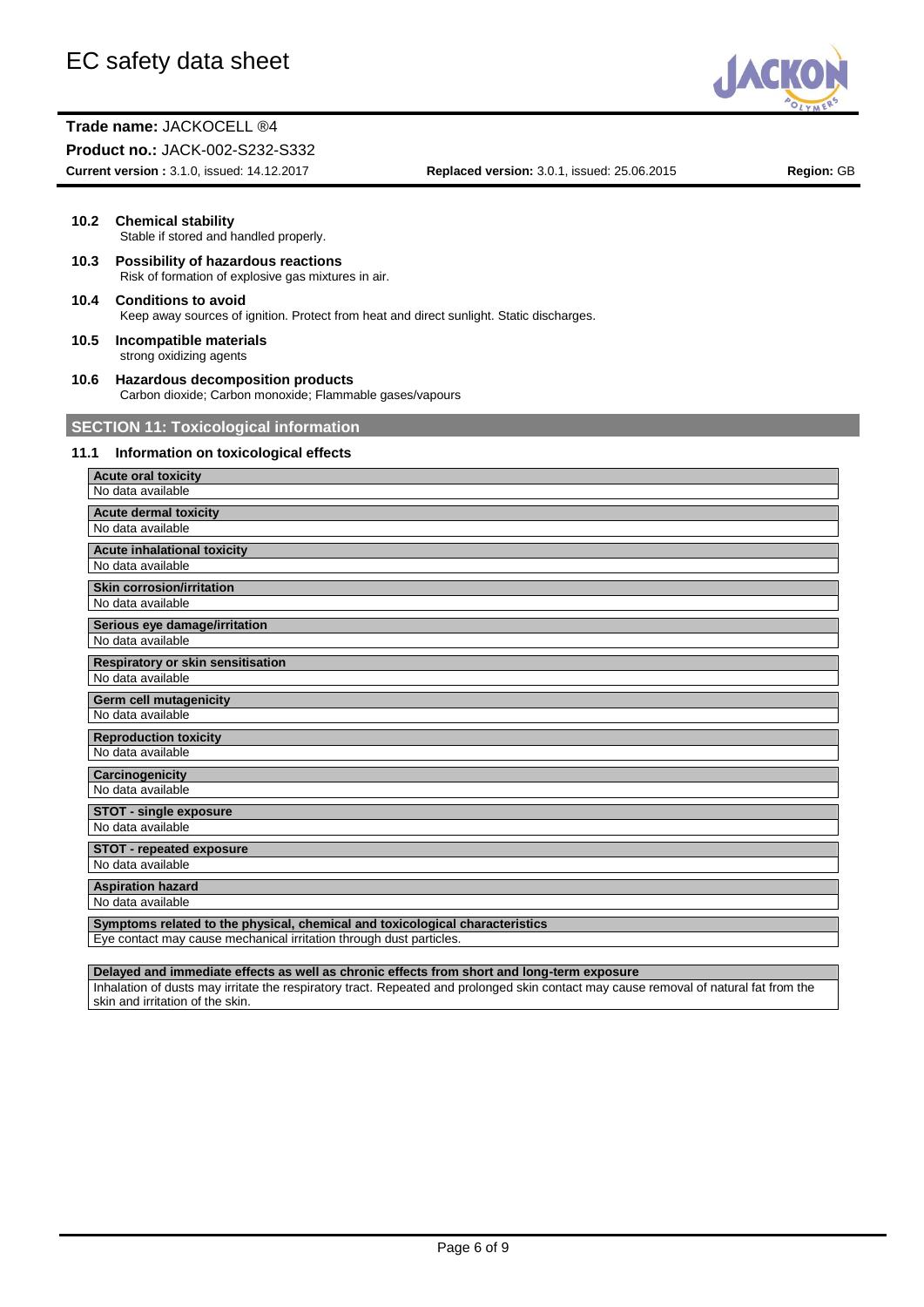### 10.2 Chemical stability

Stable if stored and handled properly.

### 10.3 Possibility of hazardous reactions

Risk of formation of explosive gas mixtures in air.

### 10.4 Conditions to avoid

Keep away sources of ignition. Protect from heat and direct sunlight. Static discharges.

### 10.5 Incompatible materials

strong oxidizing agents

### 10.6 Hazardous decomposition products

Carbon dioxide; Carbon monoxide; Flammable gases/vapours

## SECTION 11: Toxicological information

### 11.1 Information on toxicological effects

| Acute oral toxicity |
|---|
| No data available |

| Acute dermal toxicity |
|---|
| No data available |

| Acute inhalational toxicity |
|---|
| No data available |

| Skin corrosion/irritation |
|---|
| No data available |

| Serious eye damage/irritation |
|---|
| No data available |

| Respiratory or skin sensitisation |
|---|
| No data available |

| Germ cell mutagenicity |
|---|
| No data available |

| Reproduction toxicity |
|---|
| No data available |

| Carcinogenicity |
|---|
| No data available |

| STOT - single exposure |
|---|
| No data available |

| STOT - repeated exposure |
|---|
| No data available |

| Aspiration hazard |
|---|
| No data available |

| Symptoms related to the physical, chemical and toxicological characteristics |
|---|
| Eye contact may cause mechanical irritation through dust particles. |

| Delayed and immediate effects as well as chronic effects from short and long-term exposure |
|---|
| Inhalation of dusts may irritate the respiratory tract. Repeated and prolonged skin contact may cause removal of natural fat from the skin and irritation of the skin. |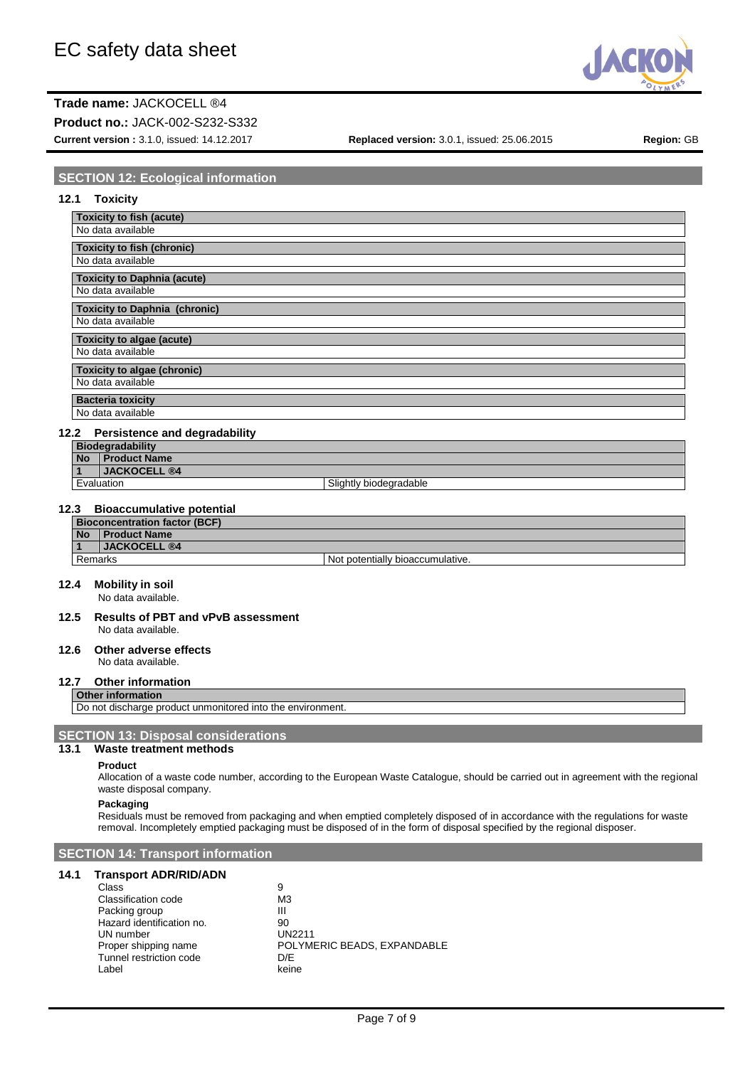## SECTION 12: Ecological information

### 12.1 Toxicity

| Toxicity to fish (acute) |
|---|
| No data available |

| Toxicity to fish (chronic) |
|---|
| No data available |

| Toxicity to Daphnia (acute) |
|---|
| No data available |

| Toxicity to Daphnia (chronic) |
|---|
| No data available |

| Toxicity to algae (acute) |
|---|
| No data available |

| Toxicity to algae (chronic) |
|---|
| No data available |

| Bacteria toxicity |
|---|
| No data available |

### 12.2 Persistence and degradability

| Biodegradability | |
|---|---|
| **No** | **Product Name** |
| **1** | **JACKOCELL ®4** |
| Evaluation | Slightly biodegradable |

### 12.3 Bioaccumulative potential

| Bioconcentration factor (BCF) | |
|---|---|
| **No** | **Product Name** |
| **1** | **JACKOCELL ®4** |
| Remarks | Not potentially bioaccumulative. |

### 12.4 Mobility in soil

No data available.

### 12.5 Results of PBT and vPvB assessment

No data available.

### 12.6 Other adverse effects

No data available.

### 12.7 Other information

| Other information |
|---|
| Do not discharge product unmonitored into the environment. |

## SECTION 13: Disposal considerations

### 13.1 Waste treatment methods

**Product**

Allocation of a waste code number, according to the European Waste Catalogue, should be carried out in agreement with the regional waste disposal company.

**Packaging**

Residuals must be removed from packaging and when emptied completely disposed of in accordance with the regulations for waste removal. Incompletely emptied packaging must be disposed of in the form of disposal specified by the regional disposer.

## SECTION 14: Transport information

### 14.1 Transport ADR/RID/ADN

| | |
|---|---|
| Class | 9 |
| Classification code | M3 |
| Packing group | III |
| Hazard identification no. | 90 |
| UN number | UN2211 |
| Proper shipping name | POLYMERIC BEADS, EXPANDABLE |
| Tunnel restriction code | D/E |
| Label | keine |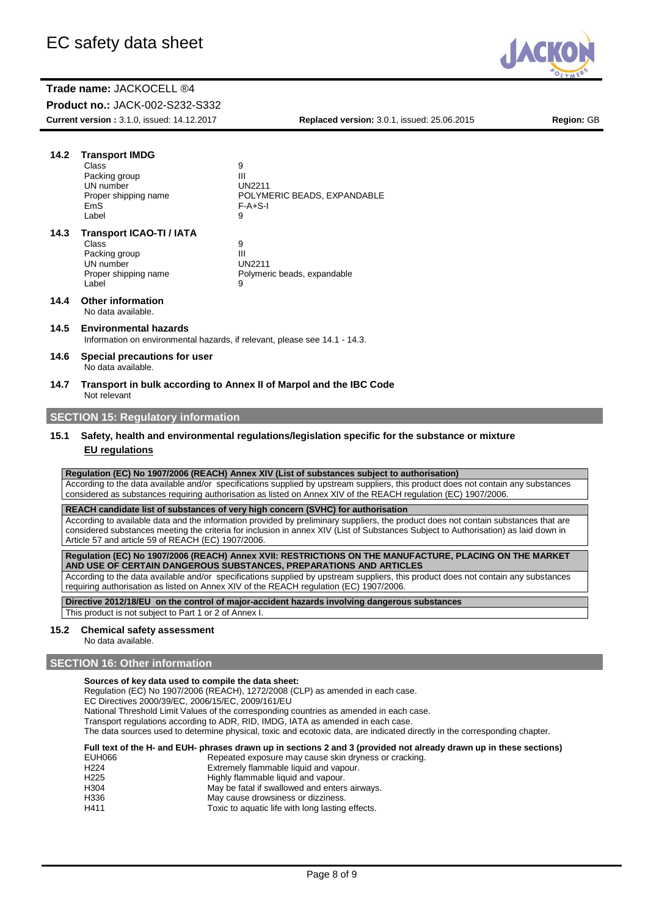### 14.2 Transport IMDG

| | |
|---|---|
| Class | 9 |
| Packing group | III |
| UN number | UN2211 |
| Proper shipping name | POLYMERIC BEADS, EXPANDABLE |
| EmS | F-A+S-I |
| Label | 9 |

### 14.3 Transport ICAO-TI / IATA

| | |
|---|---|
| Class | 9 |
| Packing group | III |
| UN number | UN2211 |
| Proper shipping name | Polymeric beads, expandable |
| Label | 9 |

### 14.4 Other information

No data available.

### 14.5 Environmental hazards

Information on environmental hazards, if relevant, please see 14.1 - 14.3.

### 14.6 Special precautions for user

No data available.

### 14.7 Transport in bulk according to Annex II of Marpol and the IBC Code

Not relevant

## SECTION 15: Regulatory information

### 15.1 Safety, health and environmental regulations/legislation specific for the substance or mixture

**EU regulations**

| **Regulation (EC) No 1907/2006 (REACH) Annex XIV (List of substances subject to authorisation)** |
|---|
| According to the data available and/or specifications supplied by upstream suppliers, this product does not contain any substances considered as substances requiring authorisation as listed on Annex XIV of the REACH regulation (EC) 1907/2006. |

| **REACH candidate list of substances of very high concern (SVHC) for authorisation** |
|---|
| According to available data and the information provided by preliminary suppliers, the product does not contain substances that are considered substances meeting the criteria for inclusion in annex XIV (List of Substances Subject to Authorisation) as laid down in Article 57 and article 59 of REACH (EC) 1907/2006. |

| **Regulation (EC) No 1907/2006 (REACH) Annex XVII: RESTRICTIONS ON THE MANUFACTURE, PLACING ON THE MARKET AND USE OF CERTAIN DANGEROUS SUBSTANCES, PREPARATIONS AND ARTICLES** |
|---|
| According to the data available and/or specifications supplied by upstream suppliers, this product does not contain any substances requiring authorisation as listed on Annex XIV of the REACH regulation (EC) 1907/2006. |

| **Directive 2012/18/EU on the control of major-accident hazards involving dangerous substances** |
|---|
| This product is not subject to Part 1 or 2 of Annex I. |

### 15.2 Chemical safety assessment

No data available.

## SECTION 16: Other information

**Sources of key data used to compile the data sheet:**

Regulation (EC) No 1907/2006 (REACH), 1272/2008 (CLP) as amended in each case.
EC Directives 2000/39/EC, 2006/15/EC, 2009/161/EU
National Threshold Limit Values of the corresponding countries as amended in each case.
Transport regulations according to ADR, RID, IMDG, IATA as amended in each case.
The data sources used to determine physical, toxic and ecotoxic data, are indicated directly in the corresponding chapter.

**Full text of the H- and EUH- phrases drawn up in sections 2 and 3 (provided not already drawn up in these sections)**

| | |
|---|---|
| EUH066 | Repeated exposure may cause skin dryness or cracking. |
| H224 | Extremely flammable liquid and vapour. |
| H225 | Highly flammable liquid and vapour. |
| H304 | May be fatal if swallowed and enters airways. |
| H336 | May cause drowsiness or dizziness. |
| H411 | Toxic to aquatic life with long lasting effects. |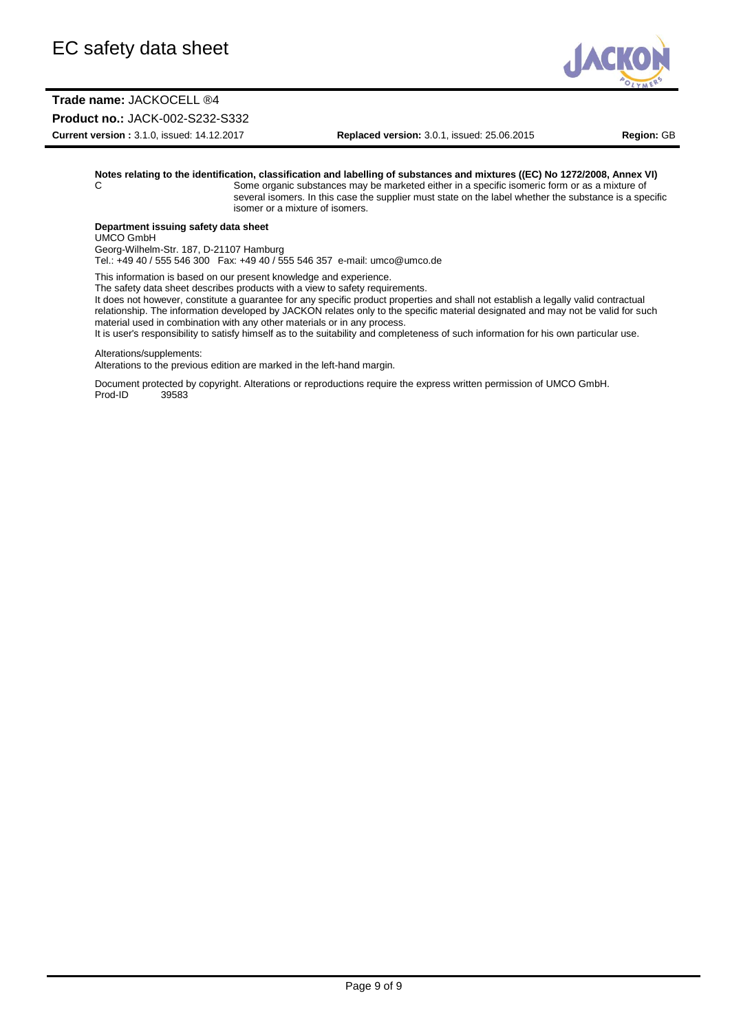**Notes relating to the identification, classification and labelling of substances and mixtures ((EC) No 1272/2008, Annex VI)**

| | |
|---|---|
| C | Some organic substances may be marketed either in a specific isomeric form or as a mixture of several isomers. In this case the supplier must state on the label whether the substance is a specific isomer or a mixture of isomers. |

**Department issuing safety data sheet**

UMCO GmbH
Georg-Wilhelm-Str. 187, D-21107 Hamburg
Tel.: +49 40 / 555 546 300 Fax: +49 40 / 555 546 357 e-mail: umco@umco.de

This information is based on our present knowledge and experience.
The safety data sheet describes products with a view to safety requirements.
It does not however, constitute a guarantee for any specific product properties and shall not establish a legally valid contractual relationship. The information developed by JACKON relates only to the specific material designated and may not be valid for such material used in combination with any other materials or in any process.
It is user's responsibility to satisfy himself as to the suitability and completeness of such information for his own particular use.

Alterations/supplements:
Alterations to the previous edition are marked in the left-hand margin.

Document protected by copyright. Alterations or reproductions require the express written permission of UMCO GmbH.
Prod-ID 39583